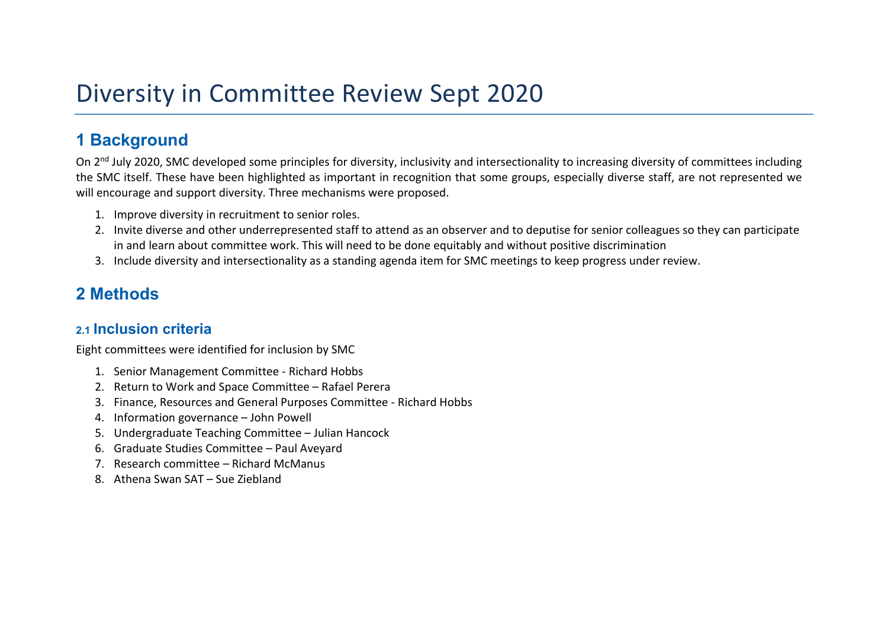# Diversity in Committee Review Sept 2020

## 1 Background

On 2nd July 2020, SMC developed some principles for diversity, inclusivity and intersectionality to increasing diversity of committees including the SMC itself. These have been highlighted as important in recognition that some groups, especially diverse staff, are not represented we will encourage and support diversity. Three mechanisms were proposed.

1. Improve diversity in recruitment to senior roles.
2. Invite diverse and other underrepresented staff to attend as an observer and to deputise for senior colleagues so they can participate in and learn about committee work. This will need to be done equitably and without positive discrimination
3. Include diversity and intersectionality as a standing agenda item for SMC meetings to keep progress under review.

## 2 Methods

### 2.1 Inclusion criteria

Eight committees were identified for inclusion by SMC

1. Senior Management Committee - Richard Hobbs
2. Return to Work and Space Committee – Rafael Perera
3. Finance, Resources and General Purposes Committee - Richard Hobbs
4. Information governance – John Powell
5. Undergraduate Teaching Committee – Julian Hancock
6. Graduate Studies Committee – Paul Aveyard
7. Research committee – Richard McManus
8. Athena Swan SAT – Sue Ziebland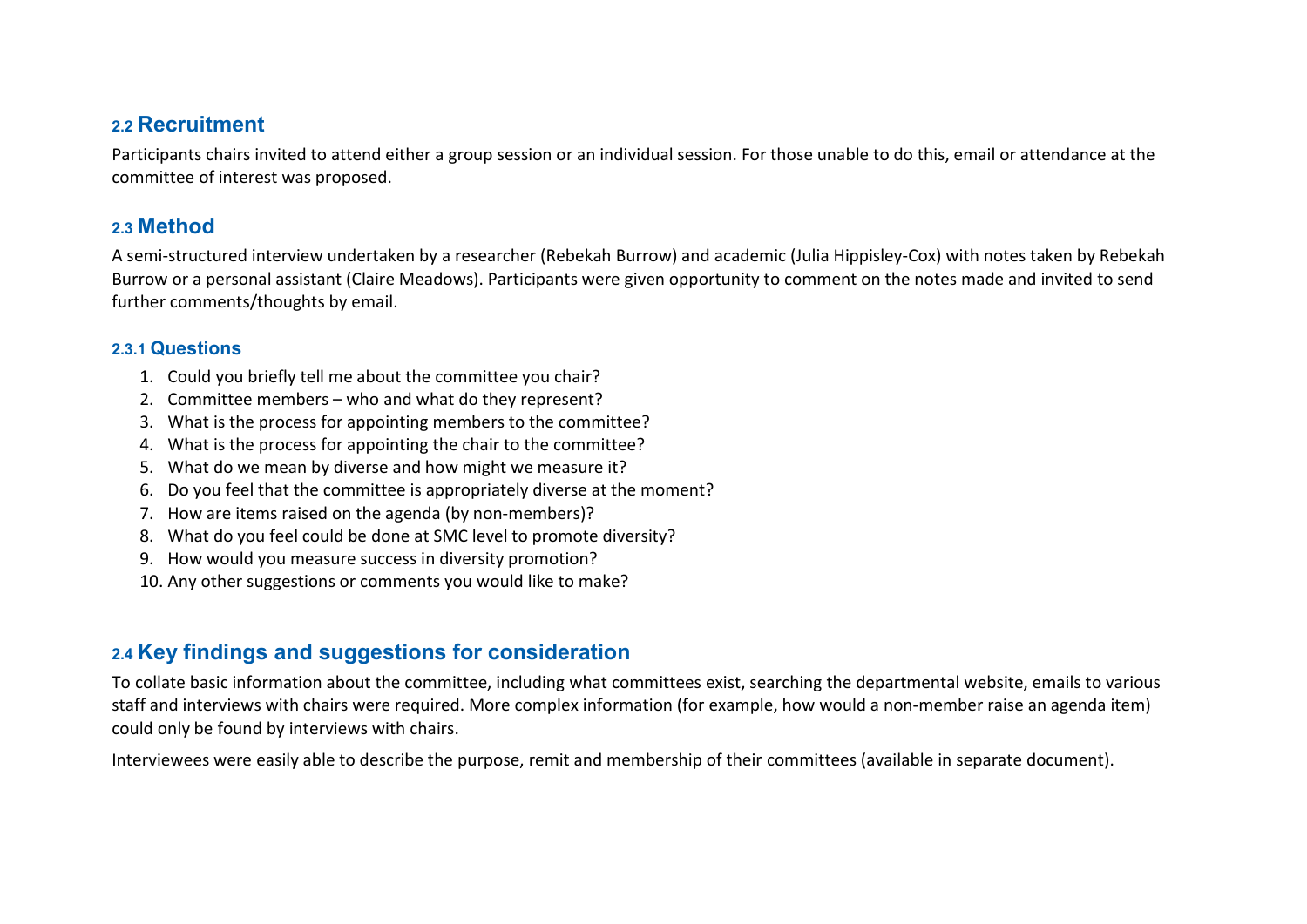## 2.2 Recruitment

Participants chairs invited to attend either a group session or an individual session. For those unable to do this, email or attendance at the committee of interest was proposed.

## 2.3 Method

A semi-structured interview undertaken by a researcher (Rebekah Burrow) and academic (Julia Hippisley-Cox) with notes taken by Rebekah Burrow or a personal assistant (Claire Meadows). Participants were given opportunity to comment on the notes made and invited to send further comments/thoughts by email.

### 2.3.1 Questions

1. Could you briefly tell me about the committee you chair?
2. Committee members – who and what do they represent?
3. What is the process for appointing members to the committee?
4. What is the process for appointing the chair to the committee?
5. What do we mean by diverse and how might we measure it?
6. Do you feel that the committee is appropriately diverse at the moment?
7. How are items raised on the agenda (by non-members)?
8. What do you feel could be done at SMC level to promote diversity?
9. How would you measure success in diversity promotion?
10. Any other suggestions or comments you would like to make?

## 2.4 Key findings and suggestions for consideration

To collate basic information about the committee, including what committees exist, searching the departmental website, emails to various staff and interviews with chairs were required. More complex information (for example, how would a non-member raise an agenda item) could only be found by interviews with chairs.

Interviewees were easily able to describe the purpose, remit and membership of their committees (available in separate document).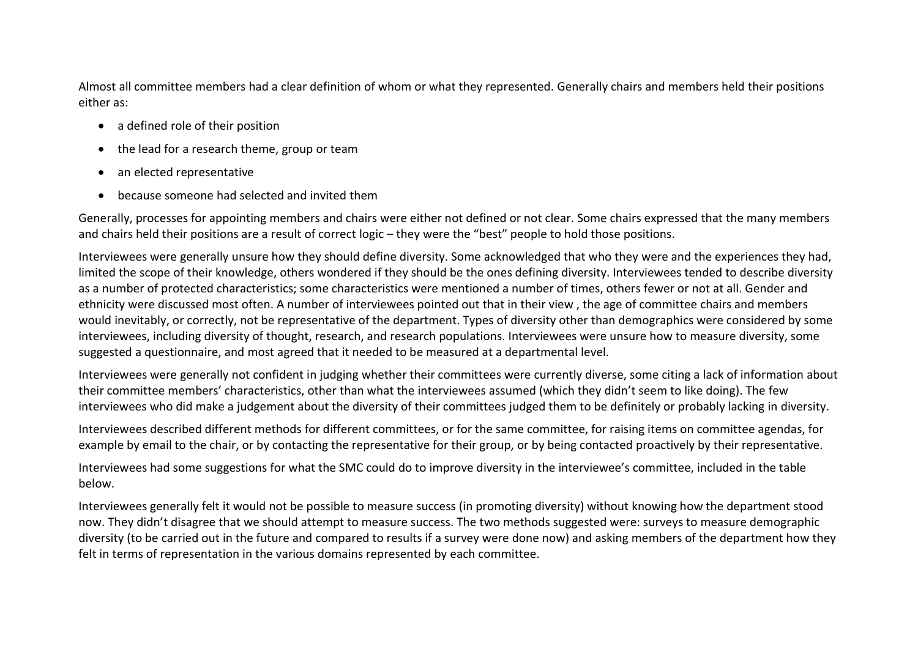Almost all committee members had a clear definition of whom or what they represented. Generally chairs and members held their positions either as:

- a defined role of their position
- the lead for a research theme, group or team
- an elected representative
- because someone had selected and invited them

Generally, processes for appointing members and chairs were either not defined or not clear. Some chairs expressed that the many members and chairs held their positions are a result of correct logic – they were the "best" people to hold those positions.

Interviewees were generally unsure how they should define diversity. Some acknowledged that who they were and the experiences they had, limited the scope of their knowledge, others wondered if they should be the ones defining diversity. Interviewees tended to describe diversity as a number of protected characteristics; some characteristics were mentioned a number of times, others fewer or not at all. Gender and ethnicity were discussed most often. A number of interviewees pointed out that in their view , the age of committee chairs and members would inevitably, or correctly, not be representative of the department. Types of diversity other than demographics were considered by some interviewees, including diversity of thought, research, and research populations. Interviewees were unsure how to measure diversity, some suggested a questionnaire, and most agreed that it needed to be measured at a departmental level.

Interviewees were generally not confident in judging whether their committees were currently diverse, some citing a lack of information about their committee members' characteristics, other than what the interviewees assumed (which they didn't seem to like doing). The few interviewees who did make a judgement about the diversity of their committees judged them to be definitely or probably lacking in diversity.

Interviewees described different methods for different committees, or for the same committee, for raising items on committee agendas, for example by email to the chair, or by contacting the representative for their group, or by being contacted proactively by their representative.

Interviewees had some suggestions for what the SMC could do to improve diversity in the interviewee's committee, included in the table below.

Interviewees generally felt it would not be possible to measure success (in promoting diversity) without knowing how the department stood now. They didn't disagree that we should attempt to measure success. The two methods suggested were: surveys to measure demographic diversity (to be carried out in the future and compared to results if a survey were done now) and asking members of the department how they felt in terms of representation in the various domains represented by each committee.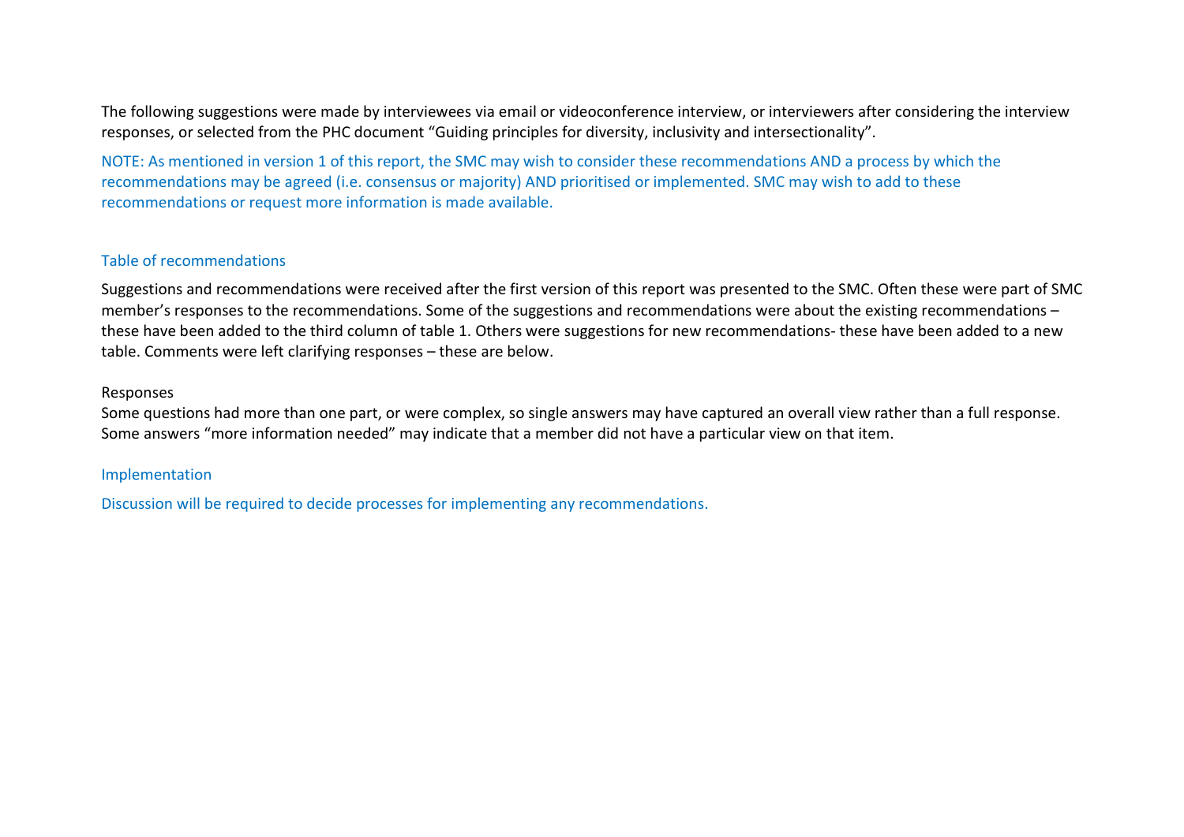The following suggestions were made by interviewees via email or videoconference interview, or interviewers after considering the interview responses, or selected from the PHC document "Guiding principles for diversity, inclusivity and intersectionality".

NOTE: As mentioned in version 1 of this report, the SMC may wish to consider these recommendations AND a process by which the recommendations may be agreed (i.e. consensus or majority) AND prioritised or implemented. SMC may wish to add to these recommendations or request more information is made available.

## Table of recommendations

Suggestions and recommendations were received after the first version of this report was presented to the SMC. Often these were part of SMC member's responses to the recommendations. Some of the suggestions and recommendations were about the existing recommendations – these have been added to the third column of table 1. Others were suggestions for new recommendations- these have been added to a new table. Comments were left clarifying responses – these are below.

### Responses

Some questions had more than one part, or were complex, so single answers may have captured an overall view rather than a full response. Some answers "more information needed" may indicate that a member did not have a particular view on that item.

## Implementation

Discussion will be required to decide processes for implementing any recommendations.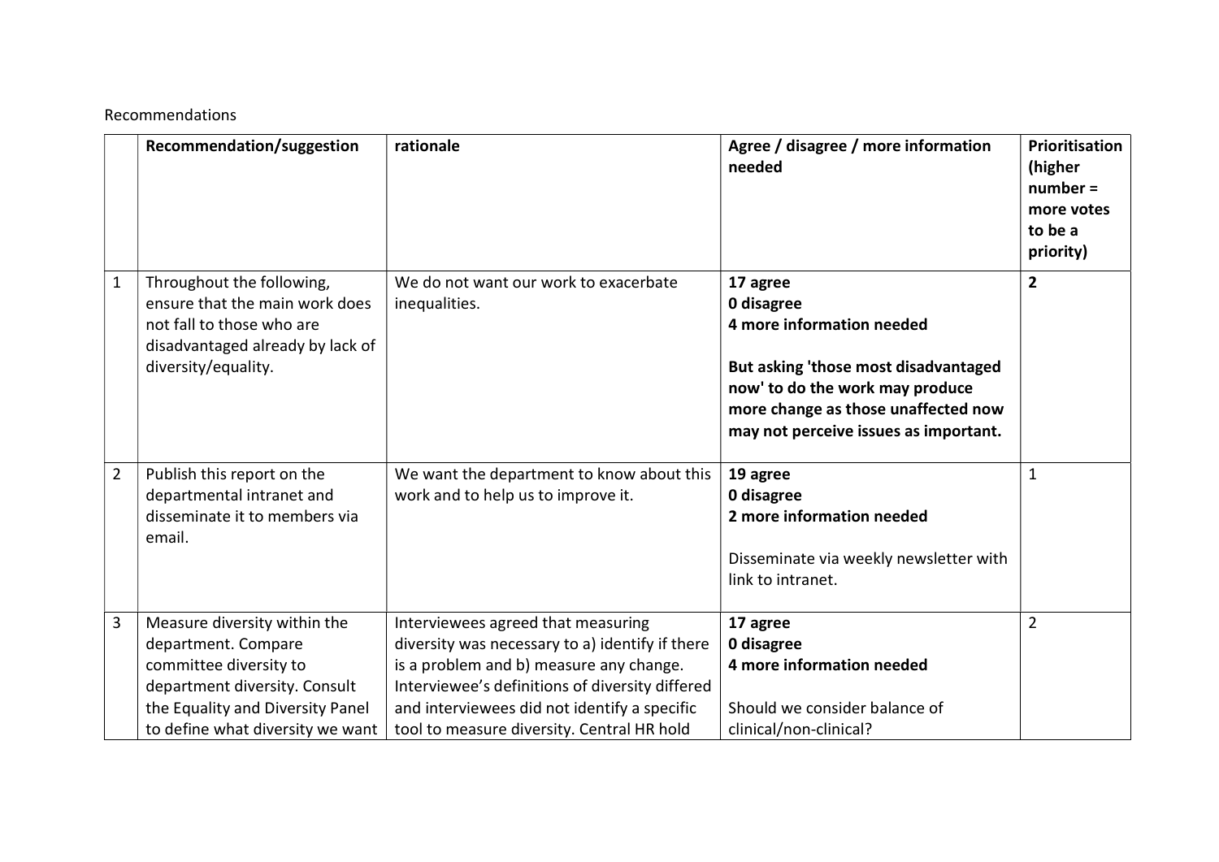Recommendations

| | **Recommendation/suggestion** | **rationale** | **Agree / disagree / more information needed** | **Prioritisation (higher number = more votes to be a priority)** |
|---|---|---|---|---|
| 1 | Throughout the following, ensure that the main work does not fall to those who are disadvantaged already by lack of diversity/equality. | We do not want our work to exacerbate inequalities. | **17 agree**<br>**0 disagree**<br>**4 more information needed**<br><br>**But asking 'those most disadvantaged now' to do the work may produce more change as those unaffected now may not perceive issues as important.** | **2** |
| 2 | Publish this report on the departmental intranet and disseminate it to members via email. | We want the department to know about this work and to help us to improve it. | **19 agree**<br>**0 disagree**<br>**2 more information needed**<br><br>Disseminate via weekly newsletter with link to intranet. | 1 |
| 3 | Measure diversity within the department. Compare committee diversity to department diversity. Consult the Equality and Diversity Panel to define what diversity we want | Interviewees agreed that measuring diversity was necessary to a) identify if there is a problem and b) measure any change. Interviewee's definitions of diversity differed and interviewees did not identify a specific tool to measure diversity. Central HR hold | **17 agree**<br>**0 disagree**<br>**4 more information needed**<br><br>Should we consider balance of clinical/non-clinical? | 2 |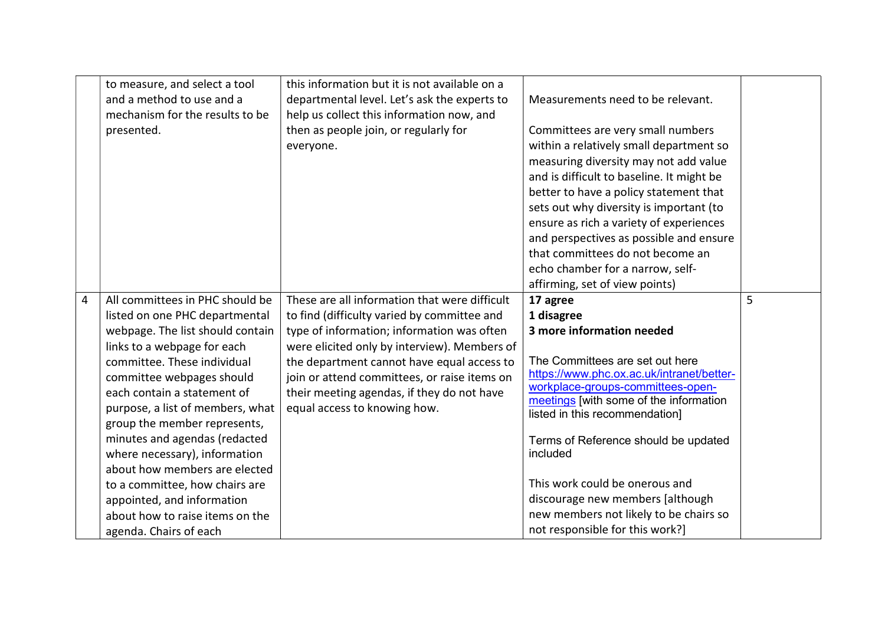| | | | | |
|---|---|---|---|---|
| | to measure, and select a tool and a method to use and a mechanism for the results to be presented. | this information but it is not available on a departmental level. Let's ask the experts to help us collect this information now, and then as people join, or regularly for everyone. | Measurements need to be relevant.<br><br>Committees are very small numbers within a relatively small department so measuring diversity may not add value and is difficult to baseline. It might be better to have a policy statement that sets out why diversity is important (to ensure as rich a variety of experiences and perspectives as possible and ensure that committees do not become an echo chamber for a narrow, self-affirming, set of view points) | |
| 4 | All committees in PHC should be listed on one PHC departmental webpage. The list should contain links to a webpage for each committee. These individual committee webpages should each contain a statement of purpose, a list of members, what group the member represents, minutes and agendas (redacted where necessary), information about how members are elected to a committee, how chairs are appointed, and information about how to raise items on the agenda. Chairs of each | These are all information that were difficult to find (difficulty varied by committee and type of information; information was often were elicited only by interview). Members of the department cannot have equal access to join or attend committees, or raise items on their meeting agendas, if they do not have equal access to knowing how. | **17 agree**<br>**1 disagree**<br>**3 more information needed**<br><br>The Committees are set out here https://www.phc.ox.ac.uk/intranet/better-workplace-groups-committees-open-meetings [with some of the information listed in this recommendation]<br><br>Terms of Reference should be updated included<br><br>This work could be onerous and discourage new members [although new members not likely to be chairs so not responsible for this work?] | 5 |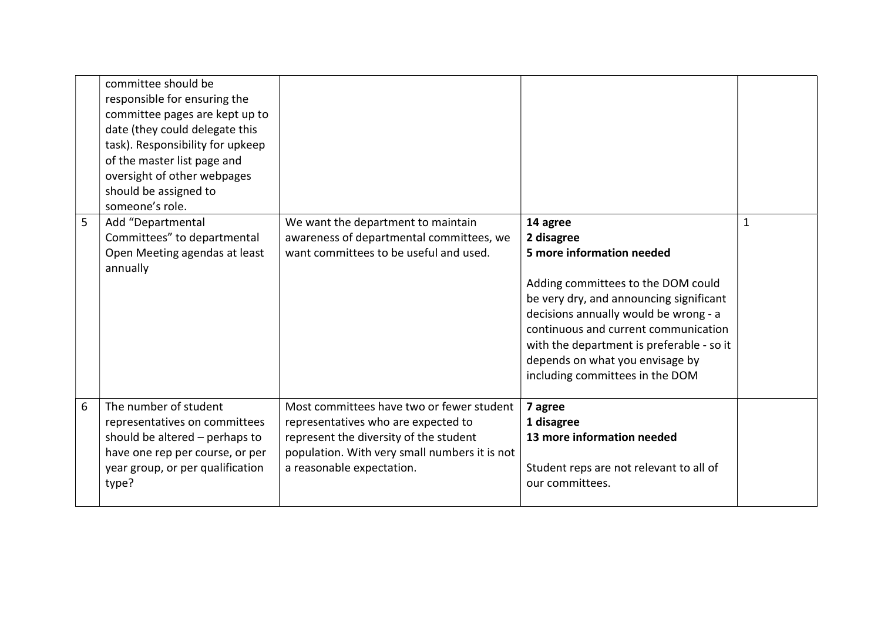|  |  |  |  |  |
|---|---|---|---|---|
|  | committee should be responsible for ensuring the committee pages are kept up to date (they could delegate this task). Responsibility for upkeep of the master list page and oversight of other webpages should be assigned to someone's role. |  |  |  |
| 5 | Add "Departmental Committees" to departmental Open Meeting agendas at least annually | We want the department to maintain awareness of departmental committees, we want committees to be useful and used. | **14 agree**<br>**2 disagree**<br>**5 more information needed**<br><br>Adding committees to the DOM could be very dry, and announcing significant decisions annually would be wrong - a continuous and current communication with the department is preferable - so it depends on what you envisage by including committees in the DOM | 1 |
| 6 | The number of student representatives on committees should be altered – perhaps to have one rep per course, or per year group, or per qualification type? | Most committees have two or fewer student representatives who are expected to represent the diversity of the student population. With very small numbers it is not a reasonable expectation. | **7 agree**<br>**1 disagree**<br>**13 more information needed**<br><br>Student reps are not relevant to all of our committees. |  |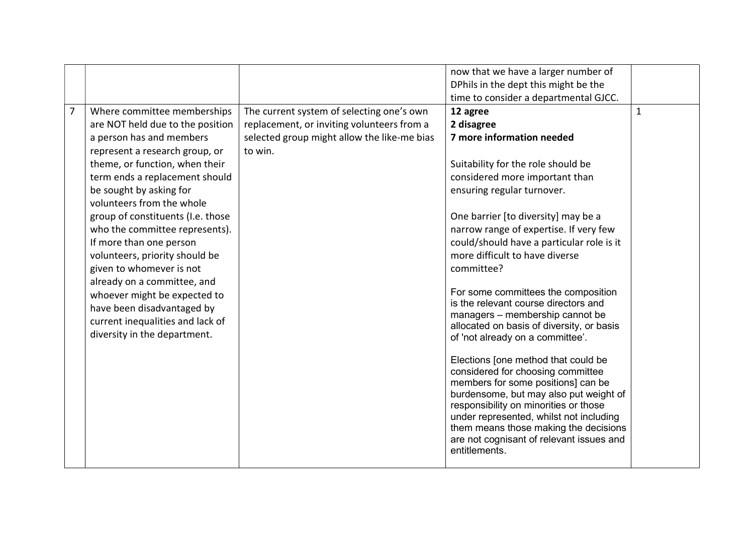| | | | | |
|---|---|---|---|---|
| | | | now that we have a larger number of DPhils in the dept this might be the time to consider a departmental GJCC. | |
| 7 | Where committee memberships are NOT held due to the position a person has and members represent a research group, or theme, or function, when their term ends a replacement should be sought by asking for volunteers from the whole group of constituents (I.e. those who the committee represents). If more than one person volunteers, priority should be given to whomever is not already on a committee, and whoever might be expected to have been disadvantaged by current inequalities and lack of diversity in the department. | The current system of selecting one's own replacement, or inviting volunteers from a selected group might allow the like-me bias to win. | **12 agree**<br>**2 disagree**<br>**7 more information needed**<br><br>Suitability for the role should be considered more important than ensuring regular turnover.<br><br>One barrier [to diversity] may be a narrow range of expertise. If very few could/should have a particular role is it more difficult to have diverse committee?<br><br>For some committees the composition is the relevant course directors and managers – membership cannot be allocated on basis of diversity, or basis of 'not already on a committee'.<br><br>Elections [one method that could be considered for choosing committee members for some positions] can be burdensome, but may also put weight of responsibility on minorities or those under represented, whilst not including them means those making the decisions are not cognisant of relevant issues and entitlements. | 1 |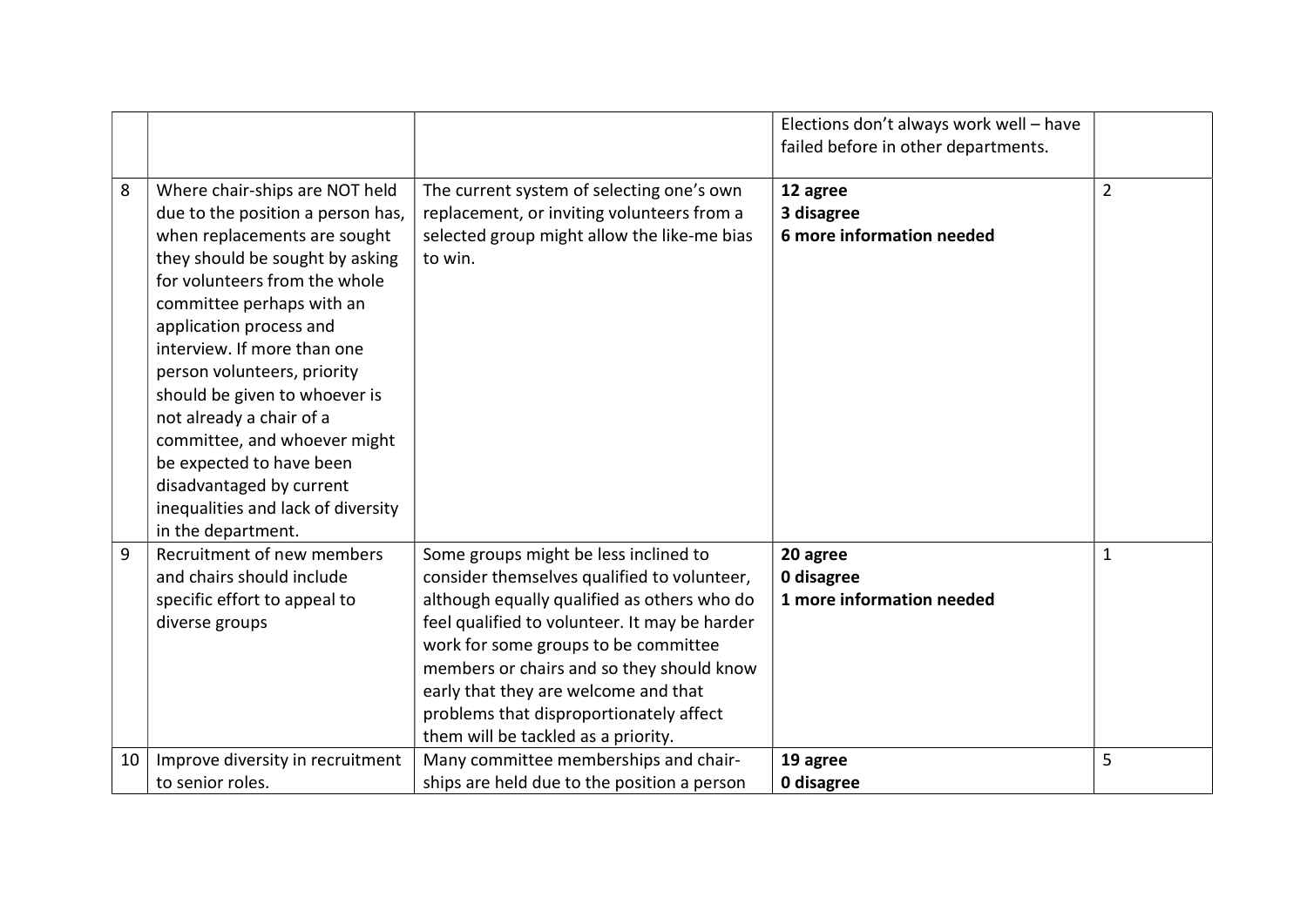| | | | | |
|---|---|---|---|---|
| | | | Elections don't always work well – have failed before in other departments. | |
| 8 | Where chair-ships are NOT held due to the position a person has, when replacements are sought they should be sought by asking for volunteers from the whole committee perhaps with an application process and interview. If more than one person volunteers, priority should be given to whoever is not already a chair of a committee, and whoever might be expected to have been disadvantaged by current inequalities and lack of diversity in the department. | The current system of selecting one's own replacement, or inviting volunteers from a selected group might allow the like-me bias to win. | **12 agree**<br>**3 disagree**<br>**6 more information needed** | 2 |
| 9 | Recruitment of new members and chairs should include specific effort to appeal to diverse groups | Some groups might be less inclined to consider themselves qualified to volunteer, although equally qualified as others who do feel qualified to volunteer. It may be harder work for some groups to be committee members or chairs and so they should know early that they are welcome and that problems that disproportionately affect them will be tackled as a priority. | **20 agree**<br>**0 disagree**<br>**1 more information needed** | 1 |
| 10 | Improve diversity in recruitment to senior roles. | Many committee memberships and chair-ships are held due to the position a person | **19 agree**<br>**0 disagree** | 5 |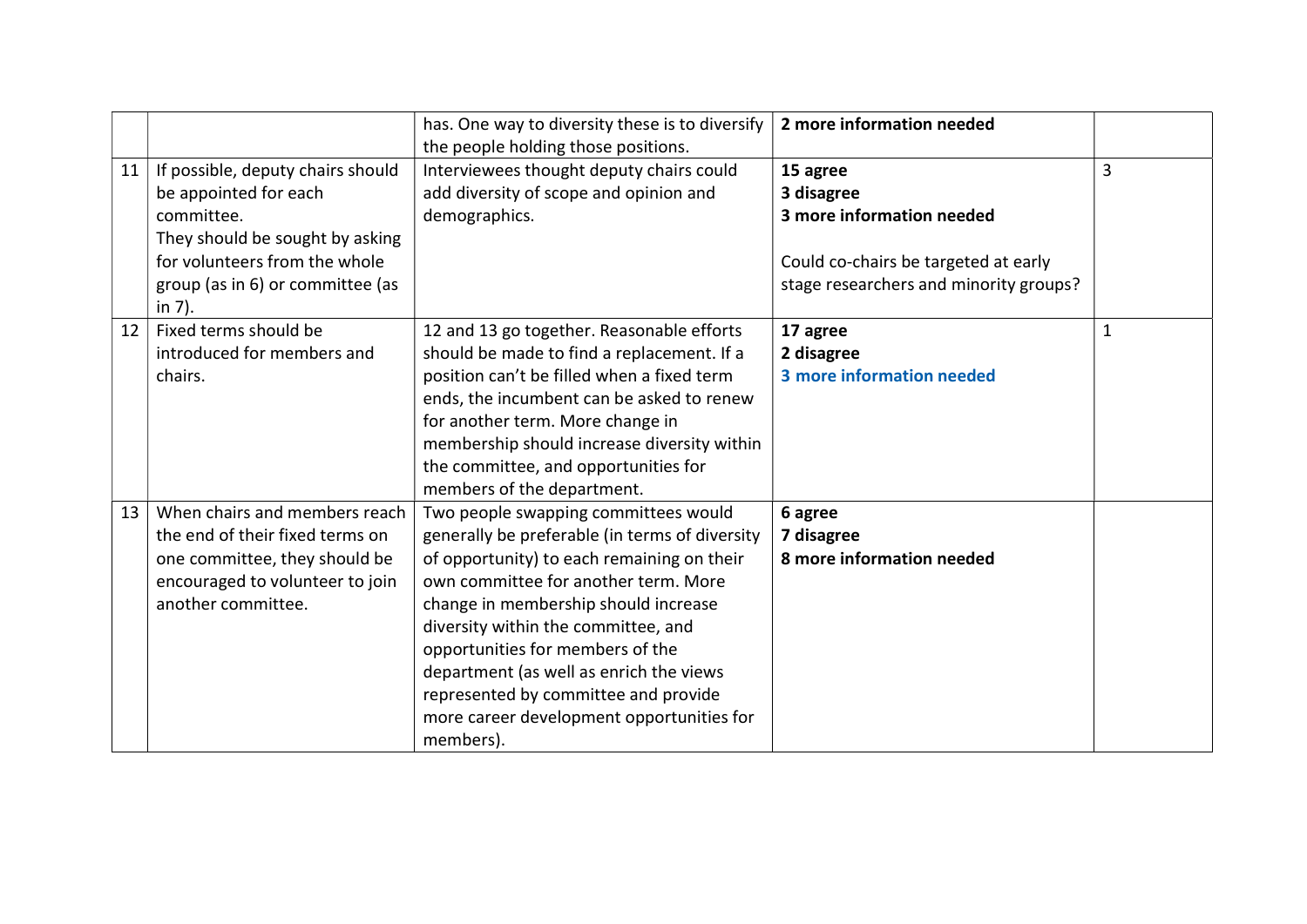| | | | | |
|---|---|---|---|---|
| | | has. One way to diversity these is to diversify the people holding those positions. | **2 more information needed** | |
| 11 | If possible, deputy chairs should be appointed for each committee.<br>They should be sought by asking for volunteers from the whole group (as in 6) or committee (as in 7). | Interviewees thought deputy chairs could add diversity of scope and opinion and demographics. | **15 agree**<br>**3 disagree**<br>**3 more information needed**<br><br>Could co-chairs be targeted at early stage researchers and minority groups? | 3 |
| 12 | Fixed terms should be introduced for members and chairs. | 12 and 13 go together. Reasonable efforts should be made to find a replacement. If a position can't be filled when a fixed term ends, the incumbent can be asked to renew for another term. More change in membership should increase diversity within the committee, and opportunities for members of the department. | **17 agree**<br>**2 disagree**<br>**3 more information needed** | 1 |
| 13 | When chairs and members reach the end of their fixed terms on one committee, they should be encouraged to volunteer to join another committee. | Two people swapping committees would generally be preferable (in terms of diversity of opportunity) to each remaining on their own committee for another term. More change in membership should increase diversity within the committee, and opportunities for members of the department (as well as enrich the views represented by committee and provide more career development opportunities for members). | **6 agree**<br>**7 disagree**<br>**8 more information needed** | |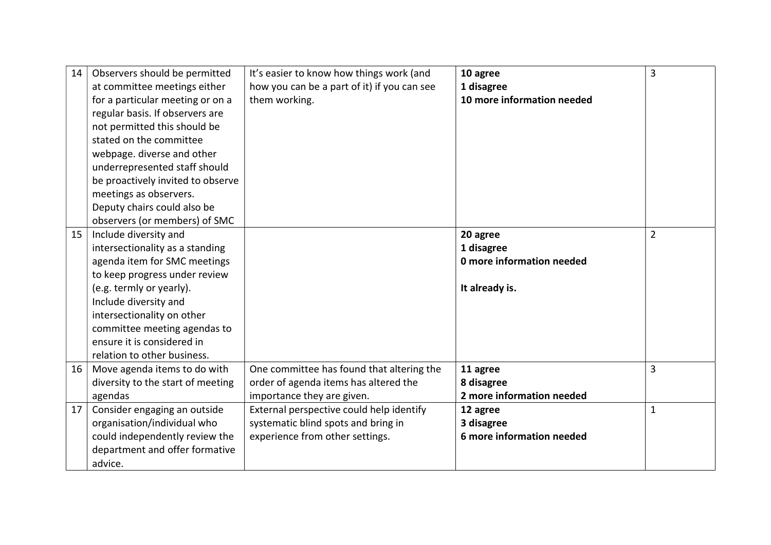| 14 | Observers should be permitted at committee meetings either for a particular meeting or on a regular basis. If observers are not permitted this should be stated on the committee webpage. diverse and other underrepresented staff should be proactively invited to observe meetings as observers.<br>Deputy chairs could also be observers (or members) of SMC | It's easier to know how things work (and how you can be a part of it) if you can see them working. | **10 agree**<br>**1 disagree**<br>**10 more information needed** | 3 |
|---|---|---|---|---|
| 15 | Include diversity and intersectionality as a standing agenda item for SMC meetings to keep progress under review (e.g. termly or yearly).<br>Include diversity and intersectionality on other committee meeting agendas to ensure it is considered in relation to other business. | | **20 agree**<br>**1 disagree**<br>**0 more information needed**<br><br>**It already is.** | 2 |
| 16 | Move agenda items to do with diversity to the start of meeting agendas | One committee has found that altering the order of agenda items has altered the importance they are given. | **11 agree**<br>**8 disagree**<br>**2 more information needed** | 3 |
| 17 | Consider engaging an outside organisation/individual who could independently review the department and offer formative advice. | External perspective could help identify systematic blind spots and bring in experience from other settings. | **12 agree**<br>**3 disagree**<br>**6 more information needed** | 1 |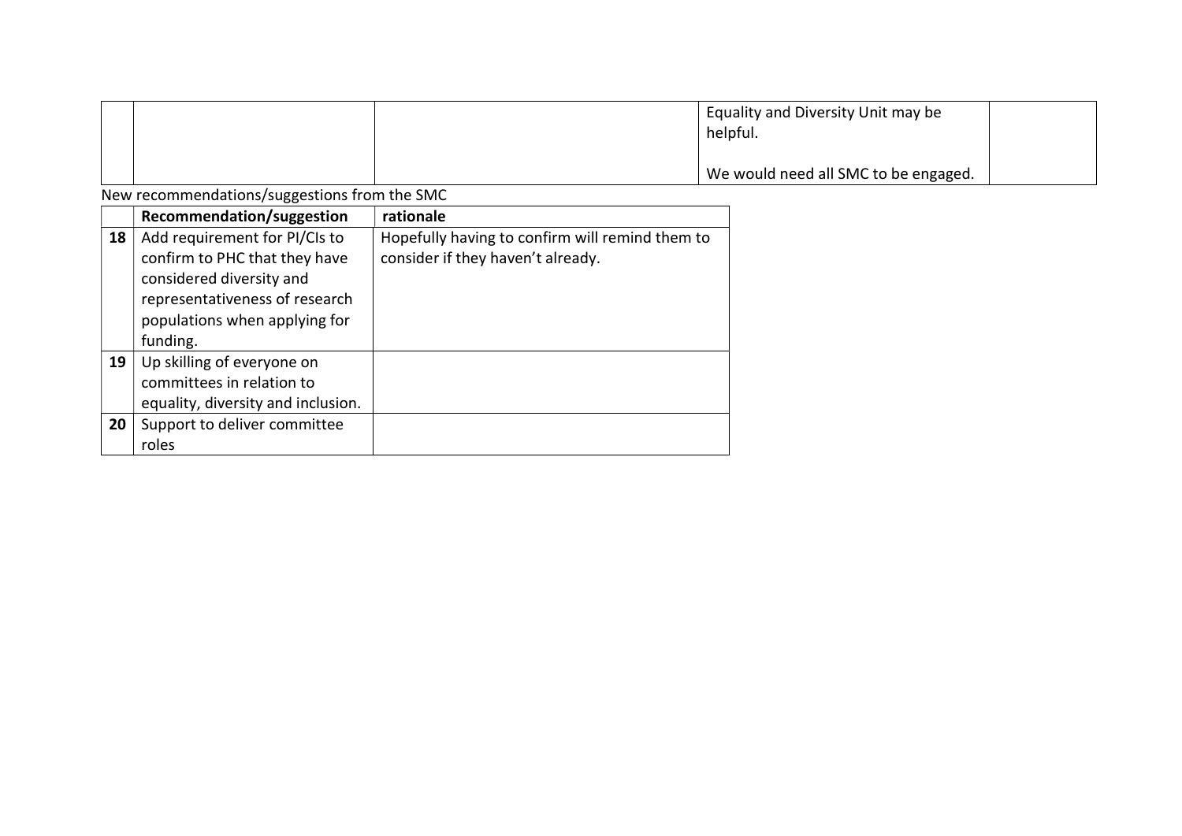| | | | | |
|---|---|---|---|---|
| | | | Equality and Diversity Unit may be helpful.<br><br>We would need all SMC to be engaged. | |

New recommendations/suggestions from the SMC

| | Recommendation/suggestion | rationale |
|---|---|---|
| 18 | Add requirement for PI/CIs to confirm to PHC that they have considered diversity and representativeness of research populations when applying for funding. | Hopefully having to confirm will remind them to consider if they haven't already. |
| 19 | Up skilling of everyone on committees in relation to equality, diversity and inclusion. | |
| 20 | Support to deliver committee roles | |